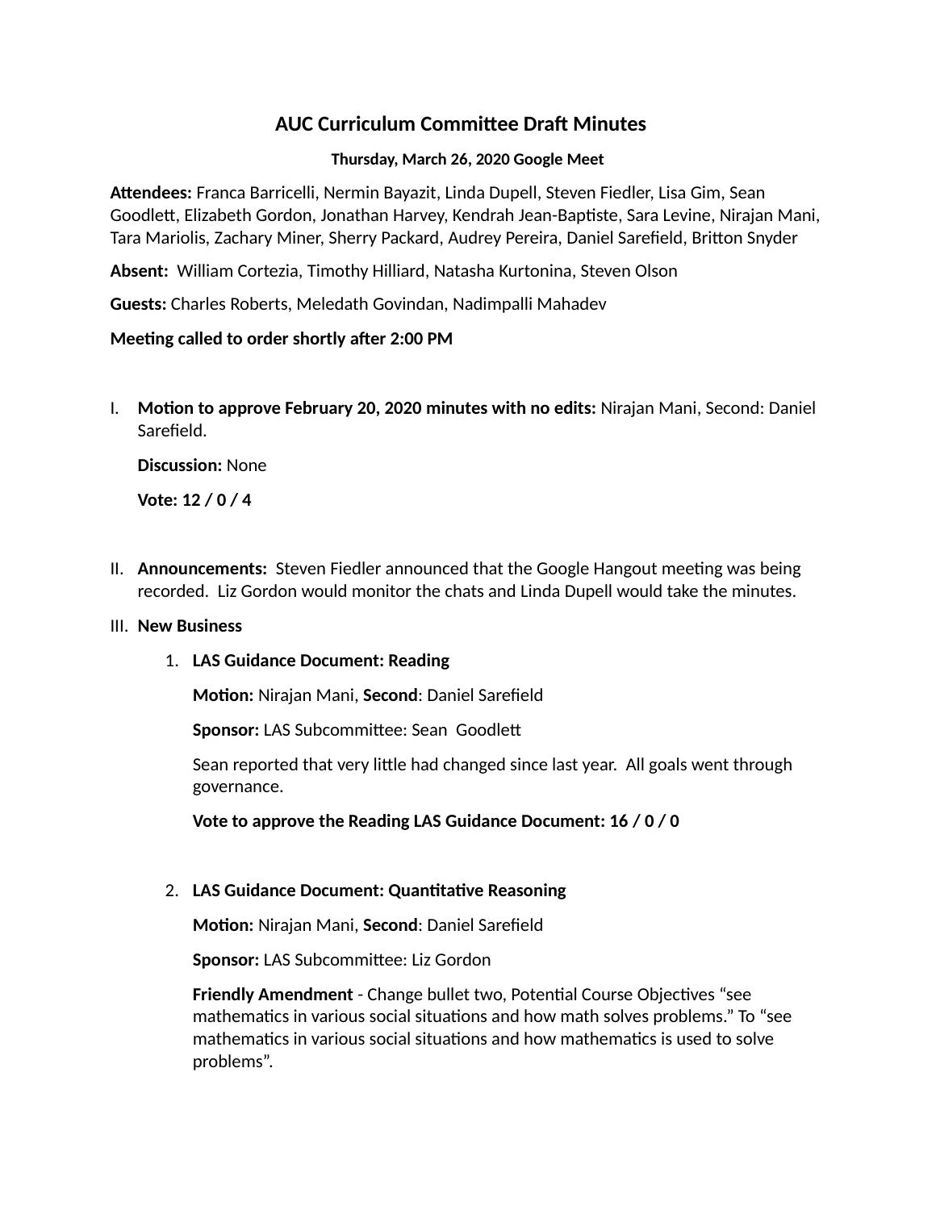# AUC Curriculum Committee Draft Minutes

**Thursday, March 26, 2020 Google Meet**

**Attendees:** Franca Barricelli, Nermin Bayazit, Linda Dupell, Steven Fiedler, Lisa Gim, Sean Goodlett, Elizabeth Gordon, Jonathan Harvey, Kendrah Jean-Baptiste, Sara Levine, Nirajan Mani, Tara Mariolis, Zachary Miner, Sherry Packard, Audrey Pereira, Daniel Sarefield, Britton Snyder

**Absent:** William Cortezia, Timothy Hilliard, Natasha Kurtonina, Steven Olson

**Guests:** Charles Roberts, Meledath Govindan, Nadimpalli Mahadev

**Meeting called to order shortly after 2:00 PM**

I. **Motion to approve February 20, 2020 minutes with no edits:** Nirajan Mani, Second: Daniel Sarefield.

   **Discussion:** None

   **Vote: 12 / 0 / 4**

II. **Announcements:** Steven Fiedler announced that the Google Hangout meeting was being recorded. Liz Gordon would monitor the chats and Linda Dupell would take the minutes.

III. **New Business**

   1. **LAS Guidance Document: Reading**

      **Motion:** Nirajan Mani, **Second**: Daniel Sarefield

      **Sponsor:** LAS Subcommittee: Sean Goodlett

      Sean reported that very little had changed since last year. All goals went through governance.

      **Vote to approve the Reading LAS Guidance Document: 16 / 0 / 0**

   2. **LAS Guidance Document: Quantitative Reasoning**

      **Motion:** Nirajan Mani, **Second**: Daniel Sarefield

      **Sponsor:** LAS Subcommittee: Liz Gordon

      **Friendly Amendment** - Change bullet two, Potential Course Objectives "see mathematics in various social situations and how math solves problems." To "see mathematics in various social situations and how mathematics is used to solve problems".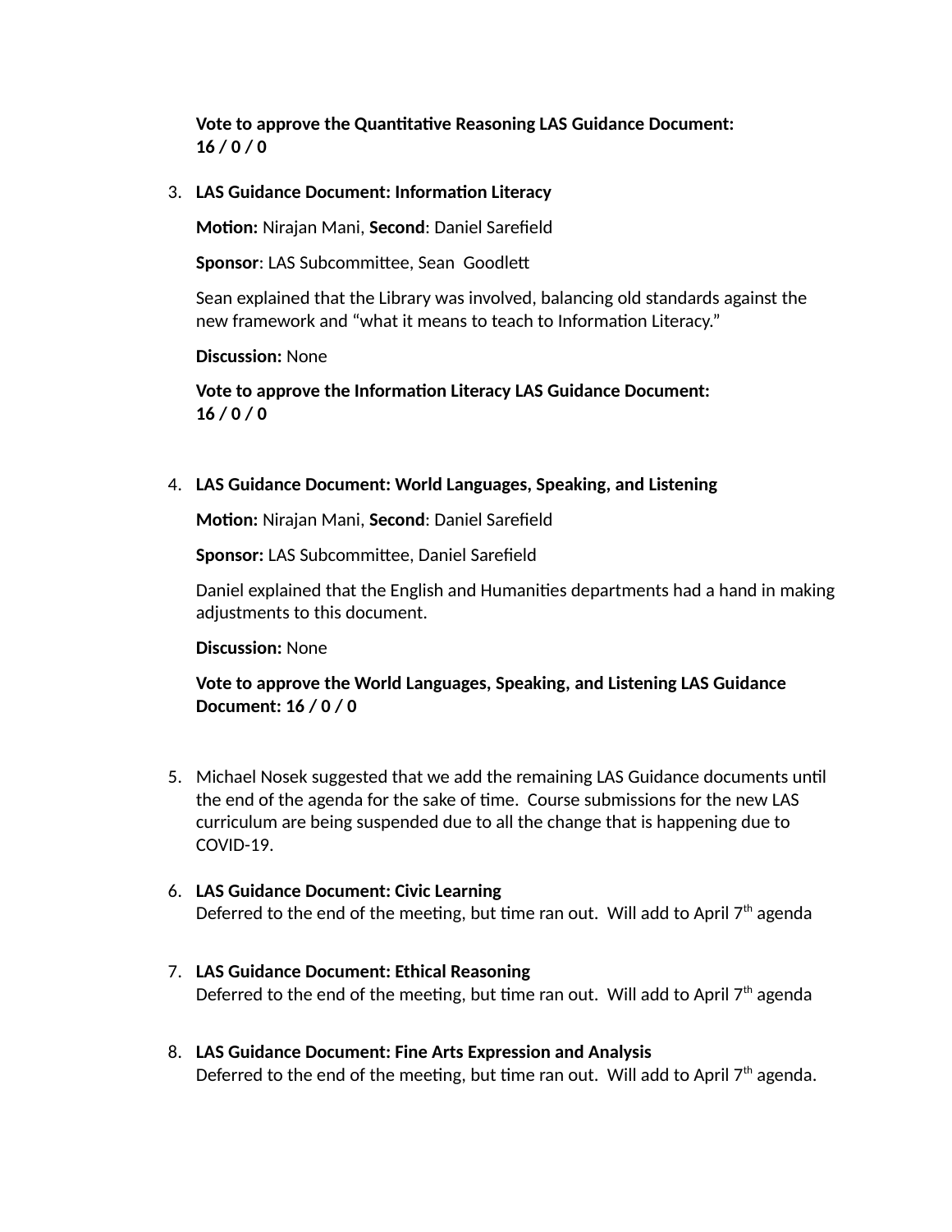**Vote to approve the Quantitative Reasoning LAS Guidance Document: 16 / 0 / 0**

3. **LAS Guidance Document: Information Literacy**

   **Motion:** Nirajan Mani, **Second**: Daniel Sarefield

   **Sponsor**: LAS Subcommittee, Sean Goodlett

   Sean explained that the Library was involved, balancing old standards against the new framework and "what it means to teach to Information Literacy."

   **Discussion:** None

   **Vote to approve the Information Literacy LAS Guidance Document: 16 / 0 / 0**

4. **LAS Guidance Document: World Languages, Speaking, and Listening**

   **Motion:** Nirajan Mani, **Second**: Daniel Sarefield

   **Sponsor:** LAS Subcommittee, Daniel Sarefield

   Daniel explained that the English and Humanities departments had a hand in making adjustments to this document.

   **Discussion:** None

   **Vote to approve the World Languages, Speaking, and Listening LAS Guidance Document: 16 / 0 / 0**

5. Michael Nosek suggested that we add the remaining LAS Guidance documents until the end of the agenda for the sake of time. Course submissions for the new LAS curriculum are being suspended due to all the change that is happening due to COVID-19.

6. **LAS Guidance Document: Civic Learning**
   Deferred to the end of the meeting, but time ran out. Will add to April 7th agenda

7. **LAS Guidance Document: Ethical Reasoning**
   Deferred to the end of the meeting, but time ran out. Will add to April 7th agenda

8. **LAS Guidance Document: Fine Arts Expression and Analysis**
   Deferred to the end of the meeting, but time ran out. Will add to April 7th agenda.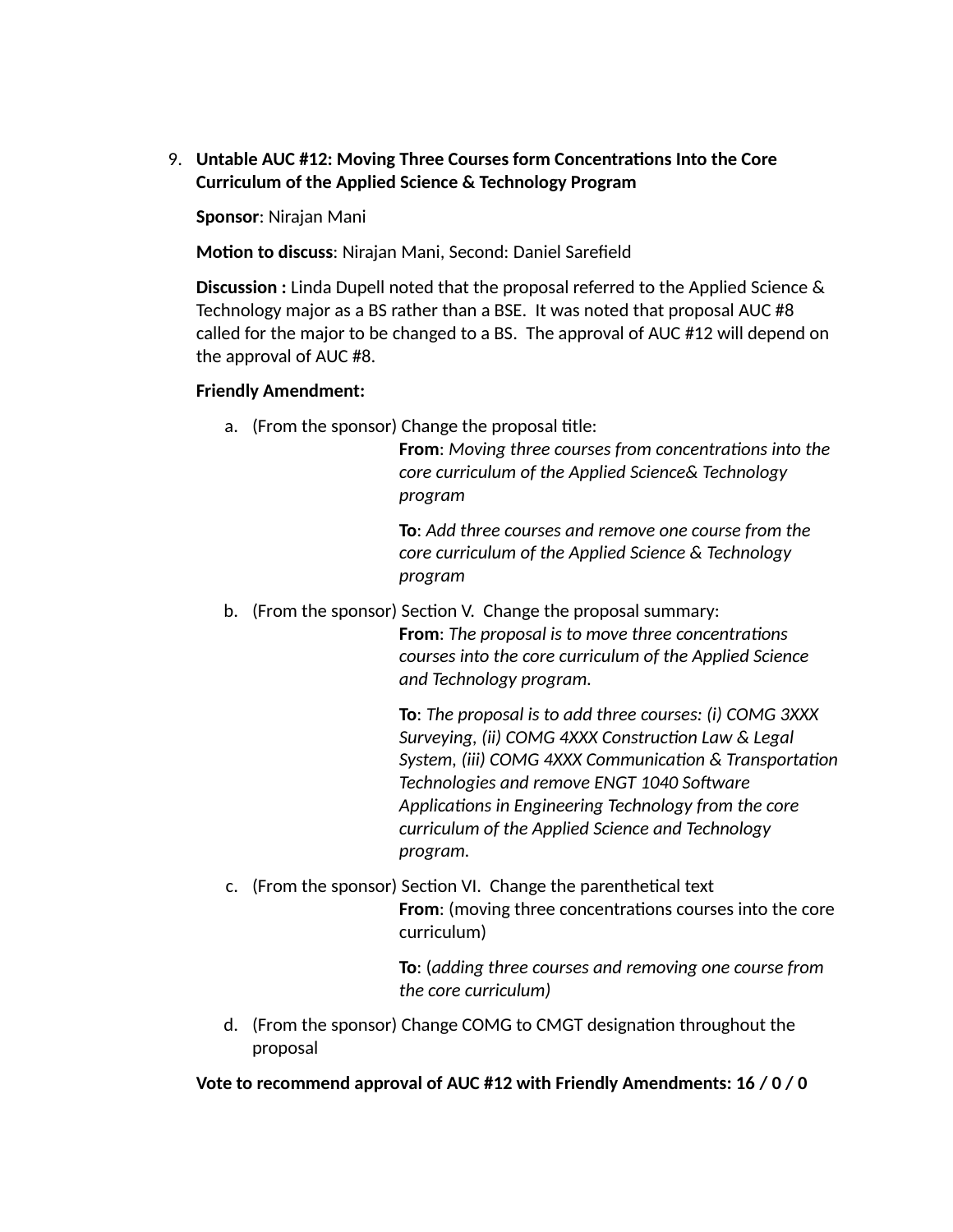9. **Untable AUC #12: Moving Three Courses form Concentrations Into the Core Curriculum of the Applied Science & Technology Program**

   **Sponsor**: Nirajan Mani

   **Motion to discuss**: Nirajan Mani, Second: Daniel Sarefield

   **Discussion :** Linda Dupell noted that the proposal referred to the Applied Science & Technology major as a BS rather than a BSE. It was noted that proposal AUC #8 called for the major to be changed to a BS. The approval of AUC #12 will depend on the approval of AUC #8.

   **Friendly Amendment:**

   a. (From the sponsor) Change the proposal title:

      **From**: *Moving three courses from concentrations into the core curriculum of the Applied Science& Technology program*

      **To**: *Add three courses and remove one course from the core curriculum of the Applied Science & Technology program*

   b. (From the sponsor) Section V. Change the proposal summary:

      **From**: *The proposal is to move three concentrations courses into the core curriculum of the Applied Science and Technology program.*

      **To**: *The proposal is to add three courses: (i) COMG 3XXX Surveying, (ii) COMG 4XXX Construction Law & Legal System, (iii) COMG 4XXX Communication & Transportation Technologies and remove ENGT 1040 Software Applications in Engineering Technology from the core curriculum of the Applied Science and Technology program.*

   c. (From the sponsor) Section VI. Change the parenthetical text

      **From**: (moving three concentrations courses into the core curriculum)

      **To**: (*adding three courses and removing one course from the core curriculum)*

   d. (From the sponsor) Change COMG to CMGT designation throughout the proposal

   **Vote to recommend approval of AUC #12 with Friendly Amendments: 16 / 0 / 0**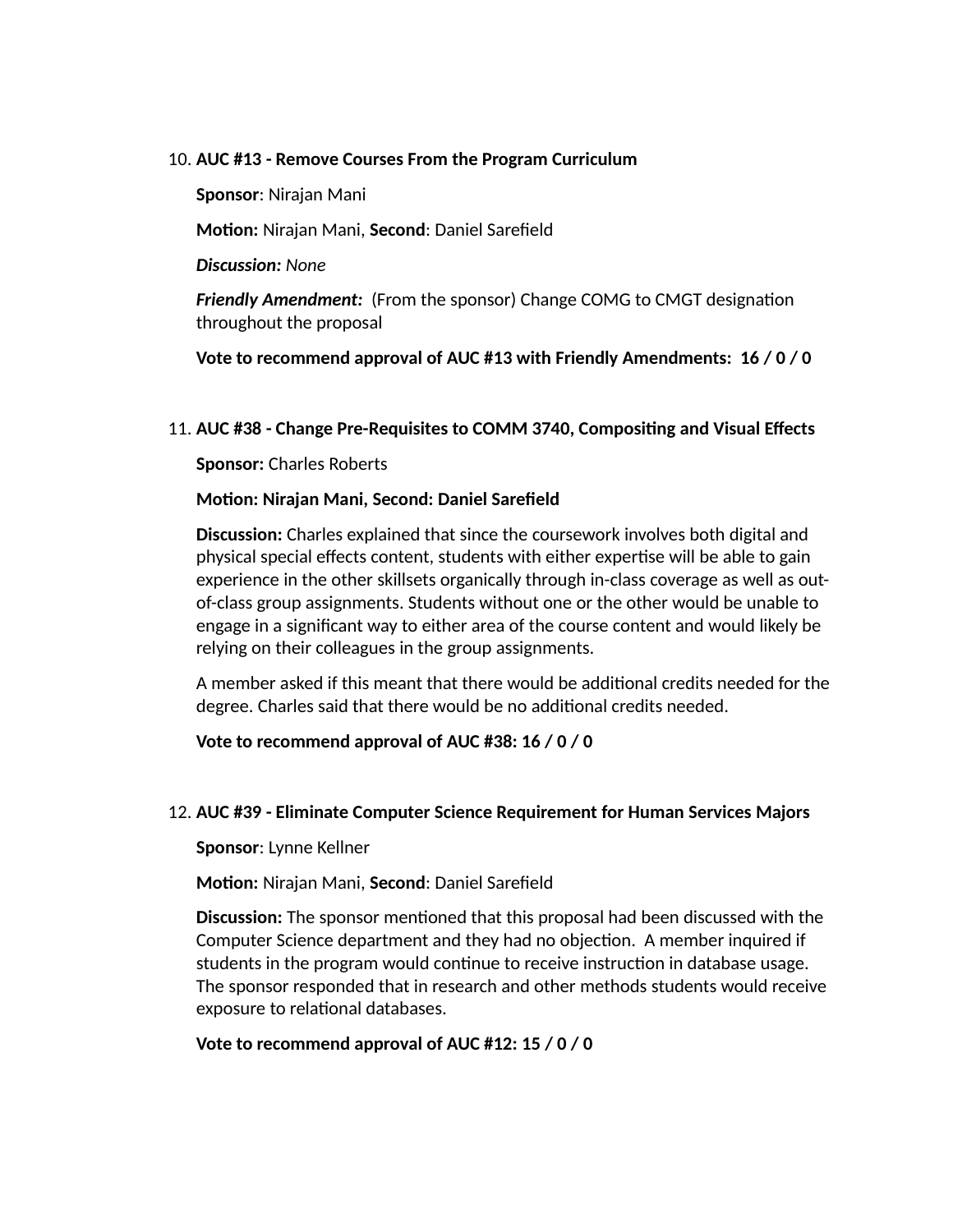10. **AUC #13 - Remove Courses From the Program Curriculum**

    **Sponsor**: Nirajan Mani

    **Motion:** Nirajan Mani, **Second**: Daniel Sarefield

    ***Discussion:*** *None*

    ***Friendly Amendment:*** (From the sponsor) Change COMG to CMGT designation throughout the proposal

    **Vote to recommend approval of AUC #13 with Friendly Amendments: 16 / 0 / 0**

11. **AUC #38 - Change Pre-Requisites to COMM 3740, Compositing and Visual Effects**

    **Sponsor:** Charles Roberts

    **Motion: Nirajan Mani, Second: Daniel Sarefield**

    **Discussion:** Charles explained that since the coursework involves both digital and physical special effects content, students with either expertise will be able to gain experience in the other skillsets organically through in-class coverage as well as out-of-class group assignments. Students without one or the other would be unable to engage in a significant way to either area of the course content and would likely be relying on their colleagues in the group assignments.

    A member asked if this meant that there would be additional credits needed for the degree. Charles said that there would be no additional credits needed.

    **Vote to recommend approval of AUC #38: 16 / 0 / 0**

12. **AUC #39 - Eliminate Computer Science Requirement for Human Services Majors**

    **Sponsor**: Lynne Kellner

    **Motion:** Nirajan Mani, **Second**: Daniel Sarefield

    **Discussion:** The sponsor mentioned that this proposal had been discussed with the Computer Science department and they had no objection. A member inquired if students in the program would continue to receive instruction in database usage. The sponsor responded that in research and other methods students would receive exposure to relational databases.

    **Vote to recommend approval of AUC #12: 15 / 0 / 0**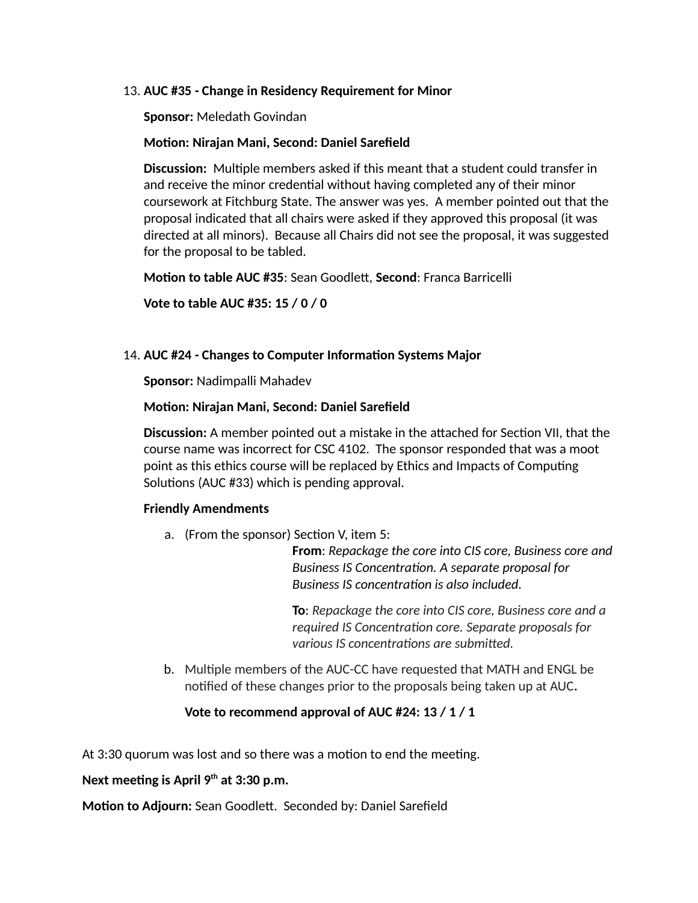13. **AUC #35 - Change in Residency Requirement for Minor**

    **Sponsor:** Meledath Govindan

    **Motion: Nirajan Mani, Second: Daniel Sarefield**

    **Discussion:** Multiple members asked if this meant that a student could transfer in and receive the minor credential without having completed any of their minor coursework at Fitchburg State. The answer was yes. A member pointed out that the proposal indicated that all chairs were asked if they approved this proposal (it was directed at all minors). Because all Chairs did not see the proposal, it was suggested for the proposal to be tabled.

    **Motion to table AUC #35**: Sean Goodlett, **Second**: Franca Barricelli

    **Vote to table AUC #35: 15 / 0 / 0**

14. **AUC #24 - Changes to Computer Information Systems Major**

    **Sponsor:** Nadimpalli Mahadev

    **Motion: Nirajan Mani, Second: Daniel Sarefield**

    **Discussion:** A member pointed out a mistake in the attached for Section VII, that the course name was incorrect for CSC 4102. The sponsor responded that was a moot point as this ethics course will be replaced by Ethics and Impacts of Computing Solutions (AUC #33) which is pending approval.

    **Friendly Amendments**

    a. (From the sponsor) Section V, item 5:

       **From**: *Repackage the core into CIS core, Business core and Business IS Concentration. A separate proposal for Business IS concentration is also included.*

       **To**: *Repackage the core into CIS core, Business core and a required IS Concentration core. Separate proposals for various IS concentrations are submitted.*

    b. Multiple members of the AUC-CC have requested that MATH and ENGL be notified of these changes prior to the proposals being taken up at AUC**.**

       **Vote to recommend approval of AUC #24: 13 / 1 / 1**

At 3:30 quorum was lost and so there was a motion to end the meeting.

**Next meeting is April 9th at 3:30 p.m.**

**Motion to Adjourn:** Sean Goodlett. Seconded by: Daniel Sarefield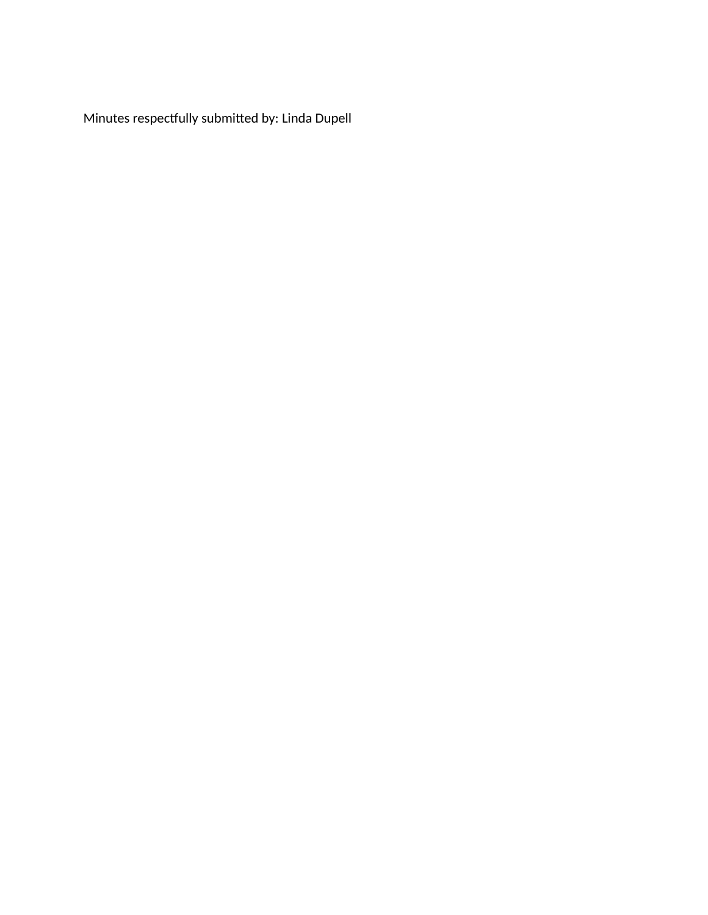Minutes respectfully submitted by: Linda Dupell